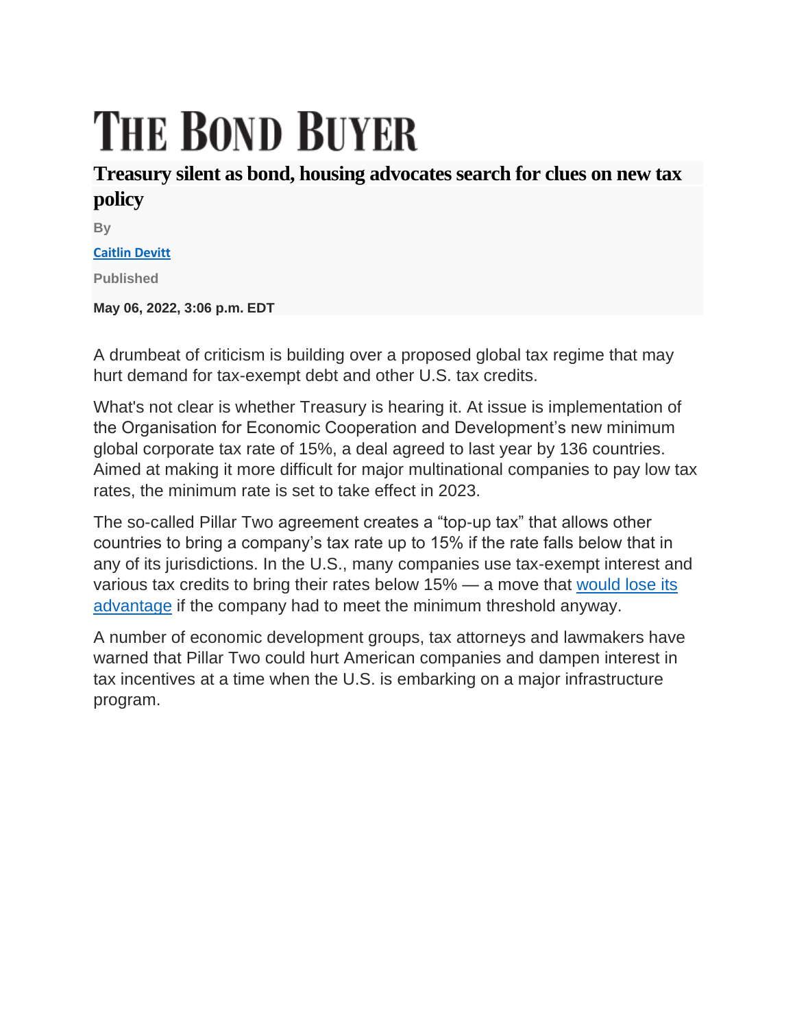# THE BOND BUYER

## Treasury silent as bond, housing advocates search for clues on new tax policy

By

[Caitlin Devitt]

Published

**May 06, 2022, 3:06 p.m. EDT**

A drumbeat of criticism is building over a proposed global tax regime that may hurt demand for tax-exempt debt and other U.S. tax credits.

What's not clear is whether Treasury is hearing it. At issue is implementation of the Organisation for Economic Cooperation and Development's new minimum global corporate tax rate of 15%, a deal agreed to last year by 136 countries. Aimed at making it more difficult for major multinational companies to pay low tax rates, the minimum rate is set to take effect in 2023.

The so-called Pillar Two agreement creates a "top-up tax" that allows other countries to bring a company's tax rate up to 15% if the rate falls below that in any of its jurisdictions. In the U.S., many companies use tax-exempt interest and various tax credits to bring their rates below 15% — a move that [would lose its advantage] if the company had to meet the minimum threshold anyway.

A number of economic development groups, tax attorneys and lawmakers have warned that Pillar Two could hurt American companies and dampen interest in tax incentives at a time when the U.S. is embarking on a major infrastructure program.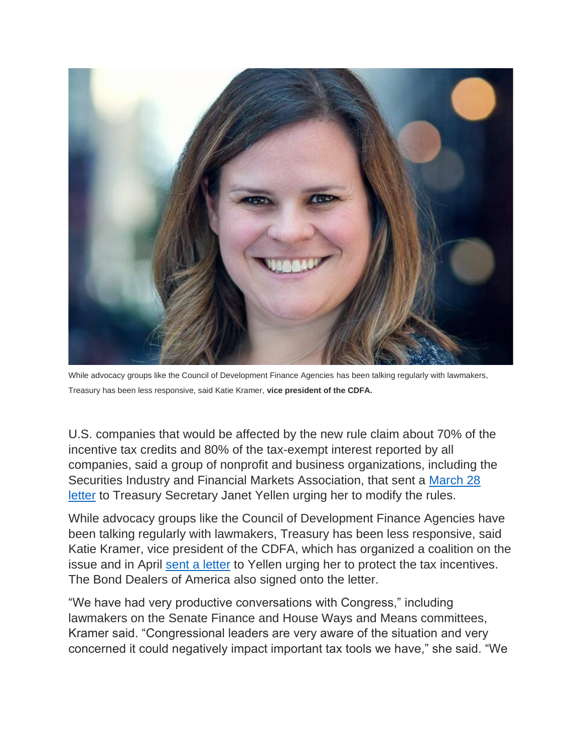While advocacy groups like the Council of Development Finance Agencies has been talking regularly with lawmakers, Treasury has been less responsive, said Katie Kramer, **vice president of the CDFA.**

U.S. companies that would be affected by the new rule claim about 70% of the incentive tax credits and 80% of the tax-exempt interest reported by all companies, said a group of nonprofit and business organizations, including the Securities Industry and Financial Markets Association, that sent a March 28 letter to Treasury Secretary Janet Yellen urging her to modify the rules.

While advocacy groups like the Council of Development Finance Agencies have been talking regularly with lawmakers, Treasury has been less responsive, said Katie Kramer, vice president of the CDFA, which has organized a coalition on the issue and in April sent a letter to Yellen urging her to protect the tax incentives. The Bond Dealers of America also signed onto the letter.

"We have had very productive conversations with Congress," including lawmakers on the Senate Finance and House Ways and Means committees, Kramer said. "Congressional leaders are very aware of the situation and very concerned it could negatively impact important tax tools we have," she said. "We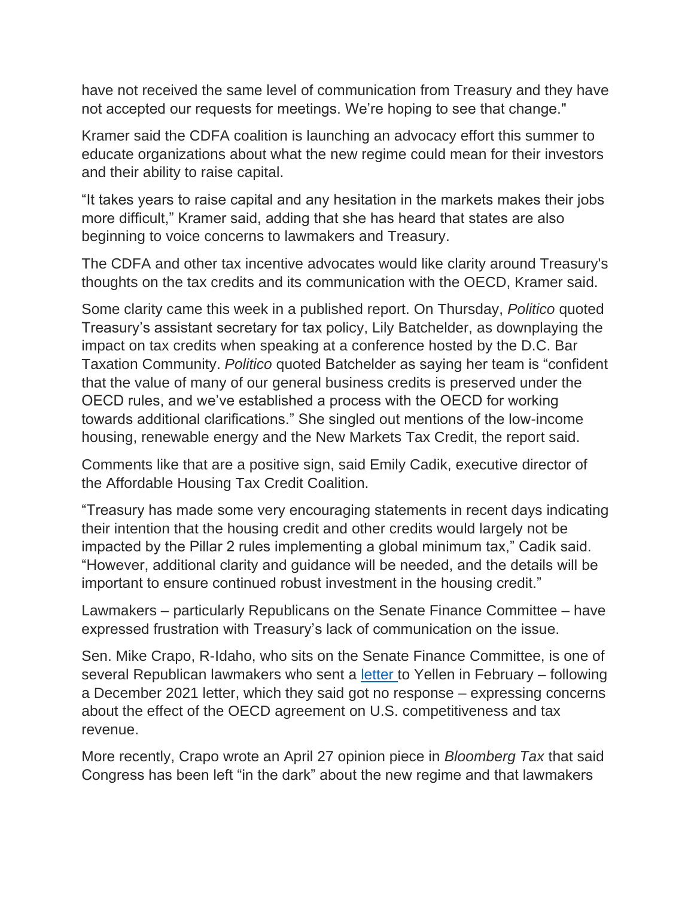have not received the same level of communication from Treasury and they have not accepted our requests for meetings. We're hoping to see that change."

Kramer said the CDFA coalition is launching an advocacy effort this summer to educate organizations about what the new regime could mean for their investors and their ability to raise capital.

"It takes years to raise capital and any hesitation in the markets makes their jobs more difficult," Kramer said, adding that she has heard that states are also beginning to voice concerns to lawmakers and Treasury.

The CDFA and other tax incentive advocates would like clarity around Treasury's thoughts on the tax credits and its communication with the OECD, Kramer said.

Some clarity came this week in a published report. On Thursday, *Politico* quoted Treasury's assistant secretary for tax policy, Lily Batchelder, as downplaying the impact on tax credits when speaking at a conference hosted by the D.C. Bar Taxation Community. *Politico* quoted Batchelder as saying her team is "confident that the value of many of our general business credits is preserved under the OECD rules, and we've established a process with the OECD for working towards additional clarifications." She singled out mentions of the low-income housing, renewable energy and the New Markets Tax Credit, the report said.

Comments like that are a positive sign, said Emily Cadik, executive director of the Affordable Housing Tax Credit Coalition.

"Treasury has made some very encouraging statements in recent days indicating their intention that the housing credit and other credits would largely not be impacted by the Pillar 2 rules implementing a global minimum tax," Cadik said. "However, additional clarity and guidance will be needed, and the details will be important to ensure continued robust investment in the housing credit."

Lawmakers – particularly Republicans on the Senate Finance Committee – have expressed frustration with Treasury's lack of communication on the issue.

Sen. Mike Crapo, R-Idaho, who sits on the Senate Finance Committee, is one of several Republican lawmakers who sent a letter to Yellen in February – following a December 2021 letter, which they said got no response – expressing concerns about the effect of the OECD agreement on U.S. competitiveness and tax revenue.

More recently, Crapo wrote an April 27 opinion piece in *Bloomberg Tax* that said Congress has been left "in the dark" about the new regime and that lawmakers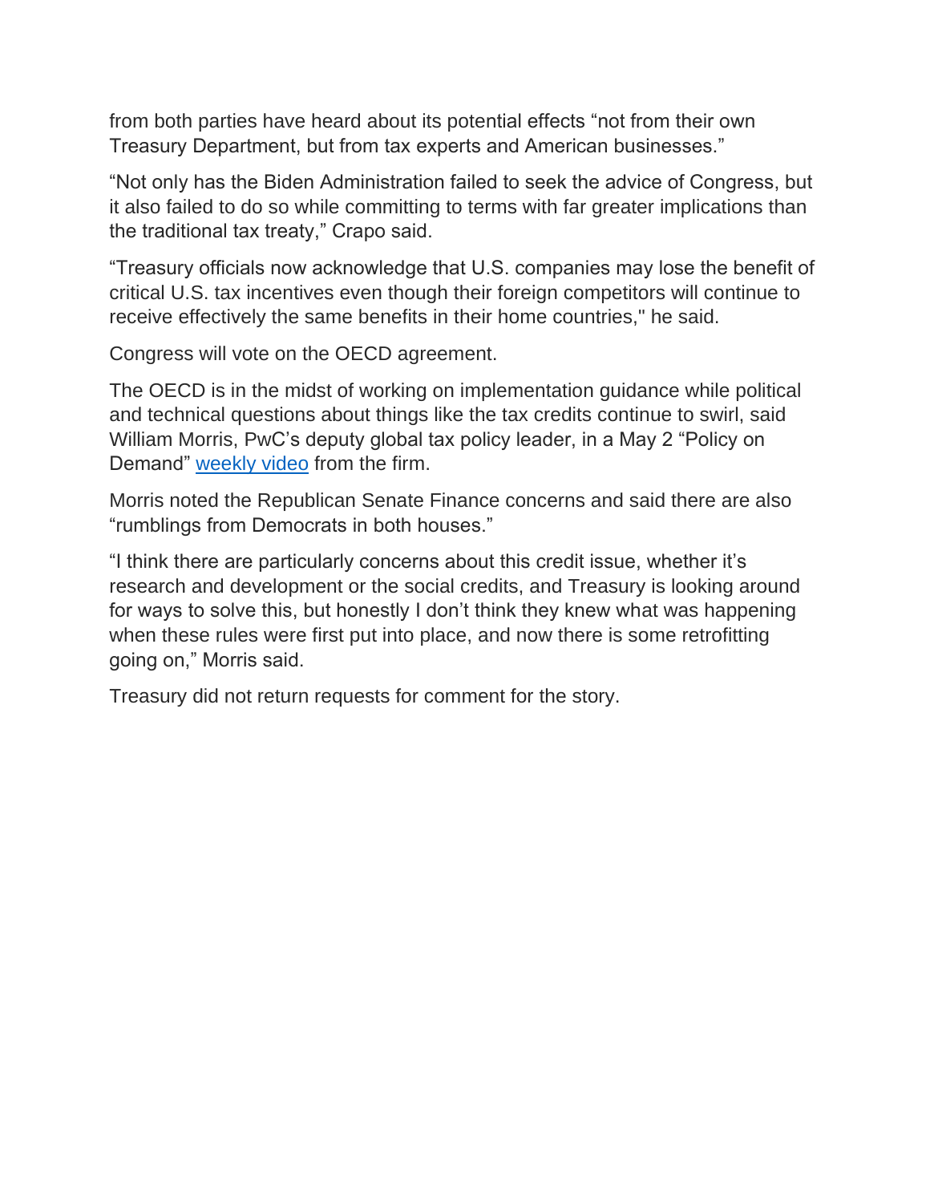from both parties have heard about its potential effects "not from their own Treasury Department, but from tax experts and American businesses."

"Not only has the Biden Administration failed to seek the advice of Congress, but it also failed to do so while committing to terms with far greater implications than the traditional tax treaty," Crapo said.

"Treasury officials now acknowledge that U.S. companies may lose the benefit of critical U.S. tax incentives even though their foreign competitors will continue to receive effectively the same benefits in their home countries," he said.

Congress will vote on the OECD agreement.

The OECD is in the midst of working on implementation guidance while political and technical questions about things like the tax credits continue to swirl, said William Morris, PwC's deputy global tax policy leader, in a May 2 "Policy on Demand" weekly video from the firm.

Morris noted the Republican Senate Finance concerns and said there are also "rumblings from Democrats in both houses."

"I think there are particularly concerns about this credit issue, whether it's research and development or the social credits, and Treasury is looking around for ways to solve this, but honestly I don't think they knew what was happening when these rules were first put into place, and now there is some retrofitting going on," Morris said.

Treasury did not return requests for comment for the story.